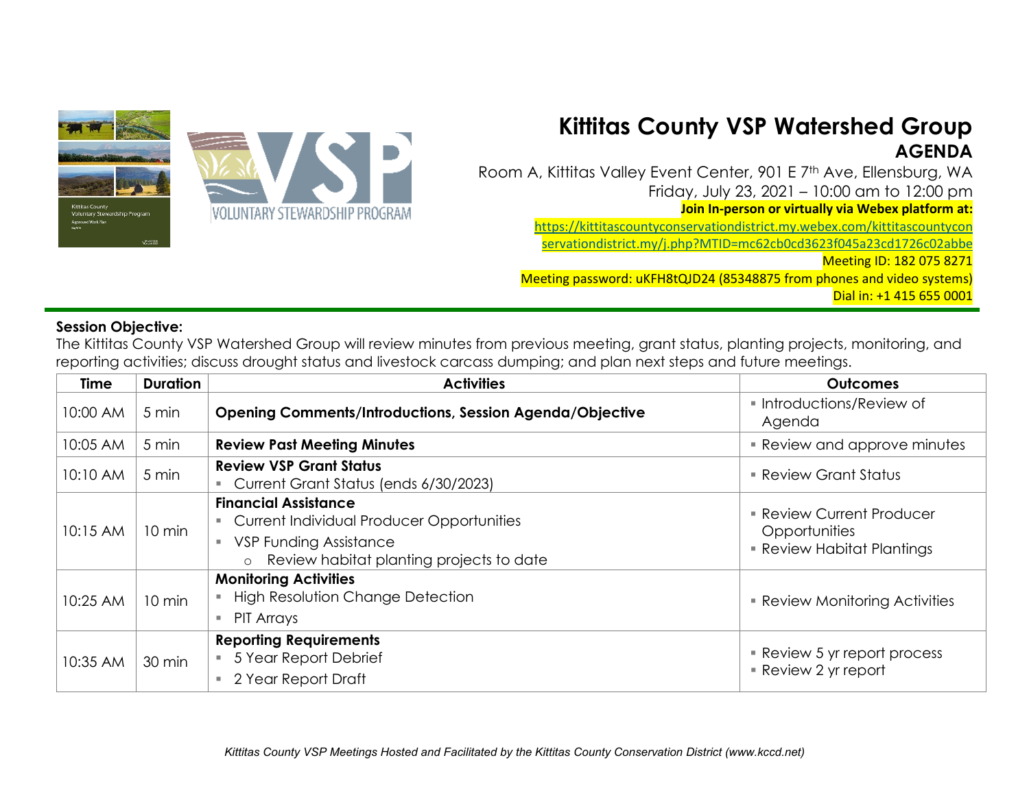# Kittitas County VSP Watershed Group

## AGENDA

Room A, Kittitas Valley Event Center, 901 E 7th Ave, Ellensburg, WA

Friday, July 23, 2021 – 10:00 am to 12:00 pm

**Join In-person or virtually via Webex platform at:**

https://kittitascountyconservationdistrict.my.webex.com/kittitascountyconservationdistrict.my/j.php?MTID=mc62cb0cd3623f045a23cd1726c02abbe

Meeting ID: 182 075 8271

Meeting password: uKFH8tQJD24 (85348875 from phones and video systems)

Dial in: +1 415 655 0001

**Session Objective:**

The Kittitas County VSP Watershed Group will review minutes from previous meeting, grant status, planting projects, monitoring, and reporting activities; discuss drought status and livestock carcass dumping; and plan next steps and future meetings.

| Time | Duration | Activities | Outcomes |
|---|---|---|---|
| 10:00 AM | 5 min | **Opening Comments/Introductions, Session Agenda/Objective** | ▪ Introductions/Review of Agenda |
| 10:05 AM | 5 min | **Review Past Meeting Minutes** | ▪ Review and approve minutes |
| 10:10 AM | 5 min | **Review VSP Grant Status**<br>▪ Current Grant Status (ends 6/30/2023) | ▪ Review Grant Status |
| 10:15 AM | 10 min | **Financial Assistance**<br>▪ Current Individual Producer Opportunities<br>▪ VSP Funding Assistance<br>  o Review habitat planting projects to date | ▪ Review Current Producer Opportunities<br>▪ Review Habitat Plantings |
| 10:25 AM | 10 min | **Monitoring Activities**<br>▪ High Resolution Change Detection<br>▪ PIT Arrays | ▪ Review Monitoring Activities |
| 10:35 AM | 30 min | **Reporting Requirements**<br>▪ 5 Year Report Debrief<br>▪ 2 Year Report Draft | ▪ Review 5 yr report process<br>▪ Review 2 yr report |

*Kittitas County VSP Meetings Hosted and Facilitated by the Kittitas County Conservation District (www.kccd.net)*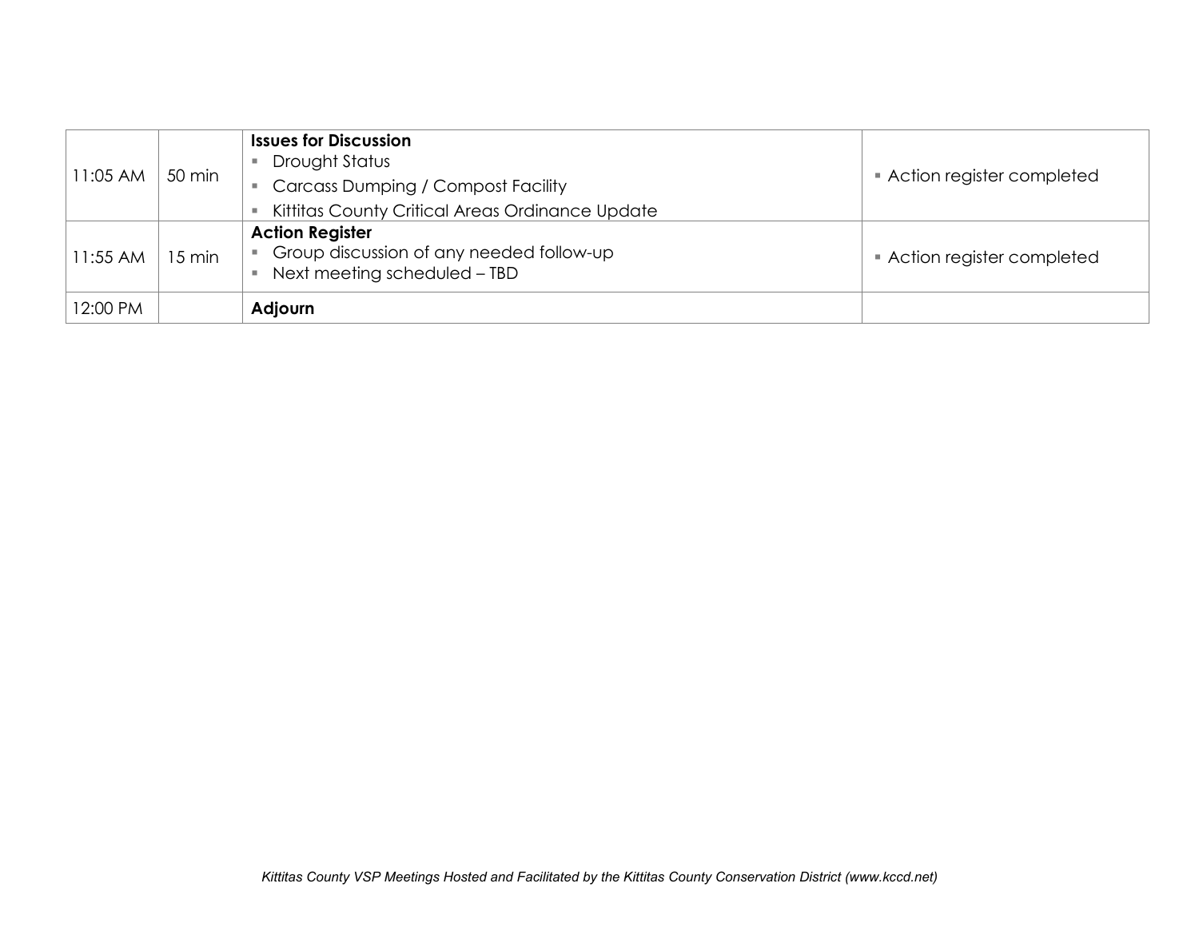| | | | |
|---|---|---|---|
| 11:05 AM | 50 min | **Issues for Discussion**<br>▪ Drought Status<br>▪ Carcass Dumping / Compost Facility<br>▪ Kittitas County Critical Areas Ordinance Update | ▪ Action register completed |
| 11:55 AM | 15 min | **Action Register**<br>▪ Group discussion of any needed follow-up<br>▪ Next meeting scheduled – TBD | ▪ Action register completed |
| 12:00 PM | | **Adjourn** | |

*Kittitas County VSP Meetings Hosted and Facilitated by the Kittitas County Conservation District (www.kccd.net)*